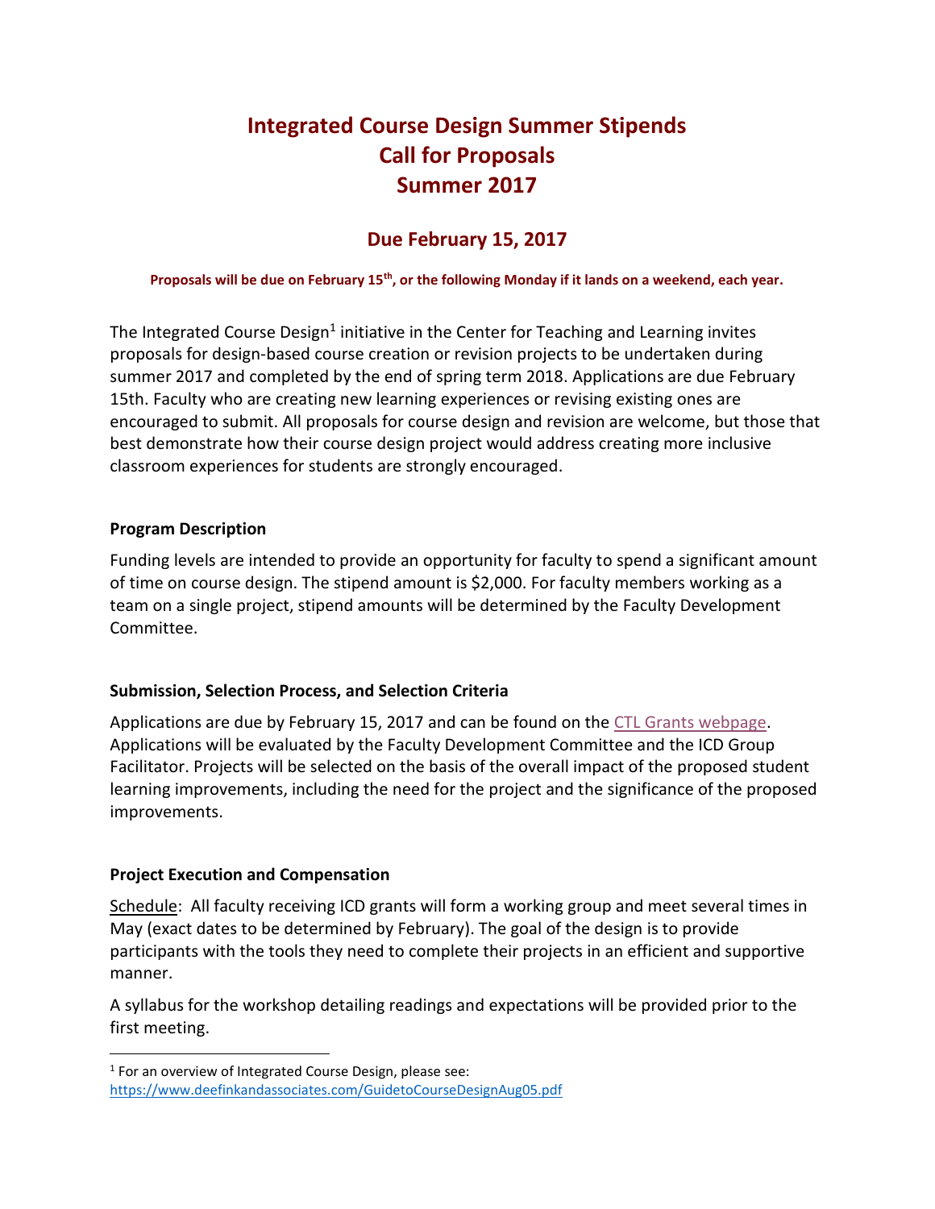# Integrated Course Design Summer Stipends
# Call for Proposals
# Summer 2017

## Due February 15, 2017

**Proposals will be due on February 15th, or the following Monday if it lands on a weekend, each year.**

The Integrated Course Design[1] initiative in the Center for Teaching and Learning invites proposals for design-based course creation or revision projects to be undertaken during summer 2017 and completed by the end of spring term 2018. Applications are due February 15th. Faculty who are creating new learning experiences or revising existing ones are encouraged to submit. All proposals for course design and revision are welcome, but those that best demonstrate how their course design project would address creating more inclusive classroom experiences for students are strongly encouraged.

### Program Description

Funding levels are intended to provide an opportunity for faculty to spend a significant amount of time on course design. The stipend amount is $2,000. For faculty members working as a team on a single project, stipend amounts will be determined by the Faculty Development Committee.

### Submission, Selection Process, and Selection Criteria

Applications are due by February 15, 2017 and can be found on the CTL Grants webpage. Applications will be evaluated by the Faculty Development Committee and the ICD Group Facilitator. Projects will be selected on the basis of the overall impact of the proposed student learning improvements, including the need for the project and the significance of the proposed improvements.

### Project Execution and Compensation

Schedule: All faculty receiving ICD grants will form a working group and meet several times in May (exact dates to be determined by February). The goal of the design is to provide participants with the tools they need to complete their projects in an efficient and supportive manner.

A syllabus for the workshop detailing readings and expectations will be provided prior to the first meeting.

---

[1] For an overview of Integrated Course Design, please see: https://www.deefinkandassociates.com/GuidetoCourseDesignAug05.pdf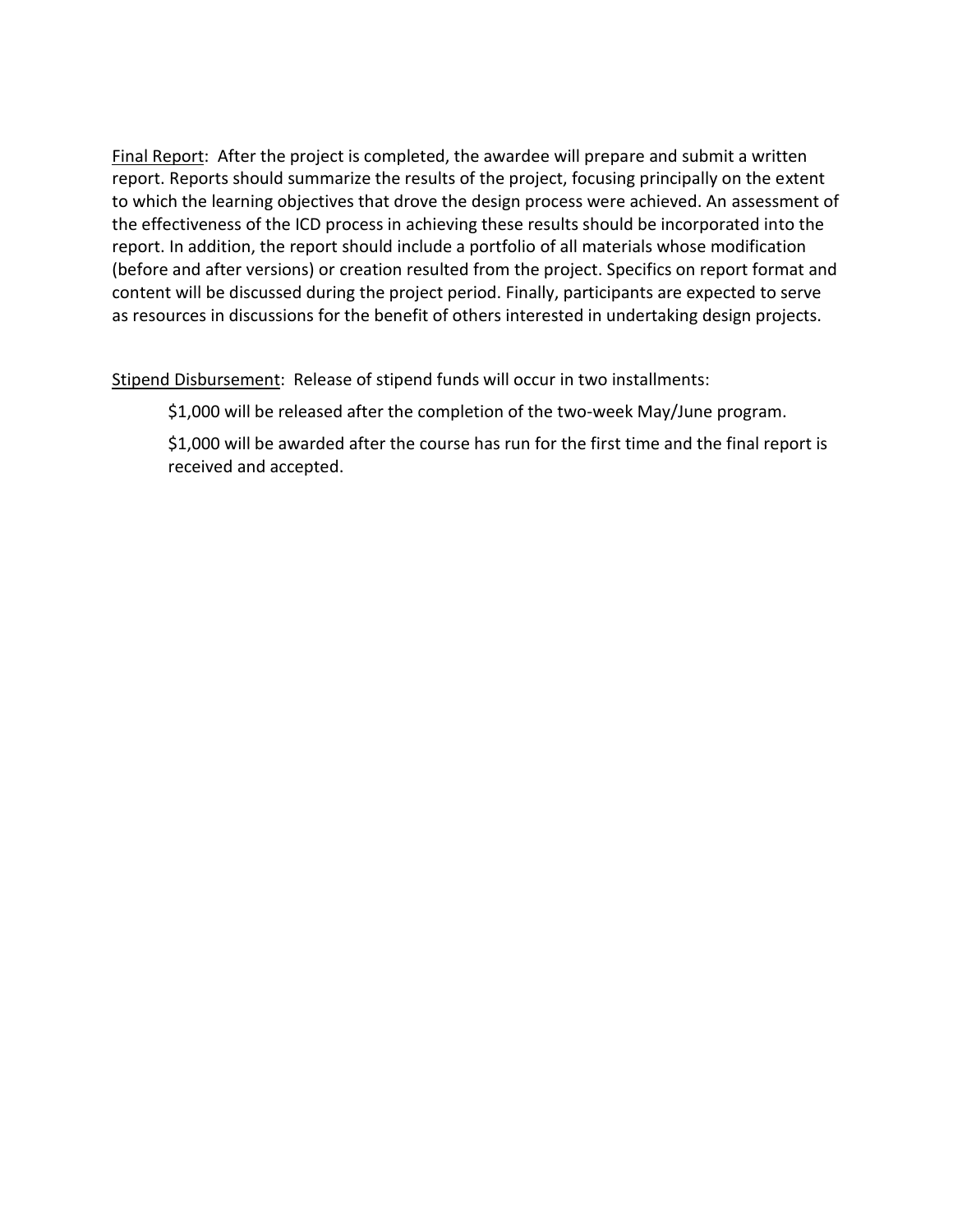Final Report: After the project is completed, the awardee will prepare and submit a written report. Reports should summarize the results of the project, focusing principally on the extent to which the learning objectives that drove the design process were achieved. An assessment of the effectiveness of the ICD process in achieving these results should be incorporated into the report. In addition, the report should include a portfolio of all materials whose modification (before and after versions) or creation resulted from the project. Specifics on report format and content will be discussed during the project period. Finally, participants are expected to serve as resources in discussions for the benefit of others interested in undertaking design projects.

Stipend Disbursement: Release of stipend funds will occur in two installments:

> $1,000 will be released after the completion of the two-week May/June program.
>
> $1,000 will be awarded after the course has run for the first time and the final report is received and accepted.